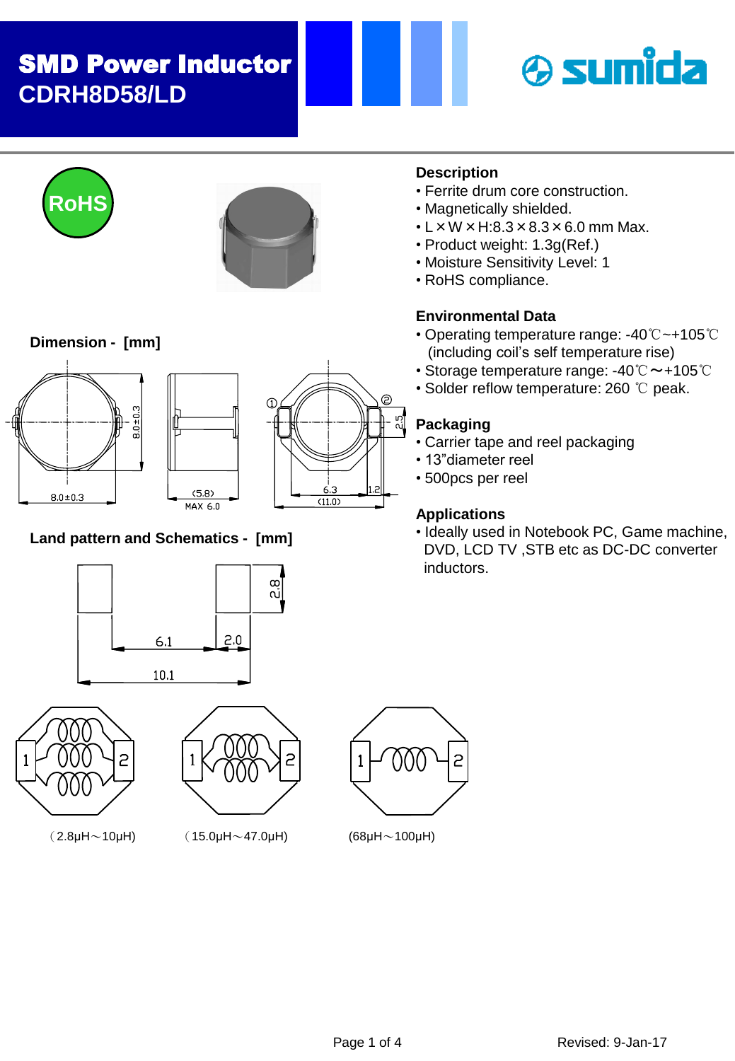# SMD Power Inductor
## CDRH8D58/LD

RoHS

### Description
- Ferrite drum core construction.
- Magnetically shielded.
- L × W × H:8.3 × 8.3 × 6.0 mm Max.
- Product weight: 1.3g(Ref.)
- Moisture Sensitivity Level: 1
- RoHS compliance.

### Environmental Data
- Operating temperature range: -40℃~+105℃ (including coil's self temperature rise)
- Storage temperature range: -40℃～+105℃
- Solder reflow temperature: 260 ℃ peak.

### Packaging
- Carrier tape and reel packaging
- 13"diameter reel
- 500pcs per reel

### Applications
- Ideally used in Notebook PC, Game machine, DVD, LCD TV ,STB etc as DC-DC converter inductors.

### Dimension - [mm]

8.0±0.3, 8.0±0.3, (5.8), MAX 6.0, 6.3, (11.0), 1.2, 2.5, ①, ②

### Land pattern and Schematics - [mm]

2.8, 6.1, 2.0, 10.1

（2.8μH～10μH)　（15.0μH～47.0μH)　(68μH～100μH)

Revised: 9-Jan-17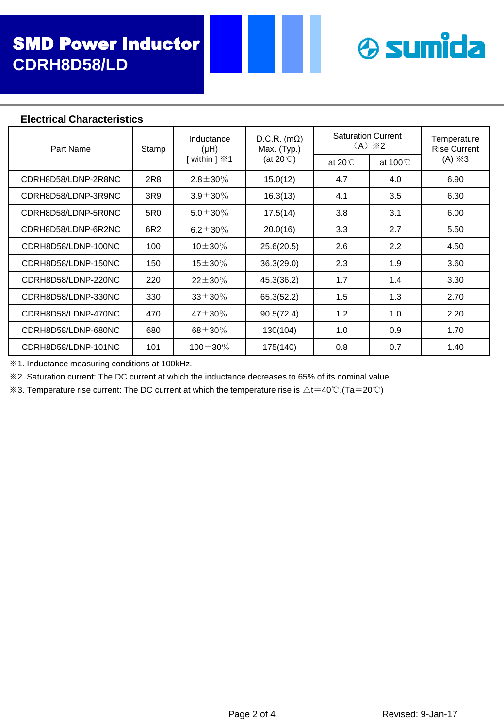# SMD Power Inductor
## CDRH8D58/LD

### Electrical Characteristics

| Part Name | Stamp | Inductance (μH) [ within ] ※1 | D.C.R. (mΩ) Max. (Typ.) (at 20℃) | Saturation Current （A）※2 | | Temperature Rise Current (A) ※3 |
|---|---|---|---|---|---|---|
| | | | | at 20℃ | at 100℃ | |
| CDRH8D58/LDNP-2R8NC | 2R8 | 2.8±30% | 15.0(12) | 4.7 | 4.0 | 6.90 |
| CDRH8D58/LDNP-3R9NC | 3R9 | 3.9±30% | 16.3(13) | 4.1 | 3.5 | 6.30 |
| CDRH8D58/LDNP-5R0NC | 5R0 | 5.0±30% | 17.5(14) | 3.8 | 3.1 | 6.00 |
| CDRH8D58/LDNP-6R2NC | 6R2 | 6.2±30% | 20.0(16) | 3.3 | 2.7 | 5.50 |
| CDRH8D58/LDNP-100NC | 100 | 10±30% | 25.6(20.5) | 2.6 | 2.2 | 4.50 |
| CDRH8D58/LDNP-150NC | 150 | 15±30% | 36.3(29.0) | 2.3 | 1.9 | 3.60 |
| CDRH8D58/LDNP-220NC | 220 | 22±30% | 45.3(36.2) | 1.7 | 1.4 | 3.30 |
| CDRH8D58/LDNP-330NC | 330 | 33±30% | 65.3(52.2) | 1.5 | 1.3 | 2.70 |
| CDRH8D58/LDNP-470NC | 470 | 47±30% | 90.5(72.4) | 1.2 | 1.0 | 2.20 |
| CDRH8D58/LDNP-680NC | 680 | 68±30% | 130(104) | 1.0 | 0.9 | 1.70 |
| CDRH8D58/LDNP-101NC | 101 | 100±30% | 175(140) | 0.8 | 0.7 | 1.40 |

※1. Inductance measuring conditions at 100kHz.

※2. Saturation current: The DC current at which the inductance decreases to 65% of its nominal value.

※3. Temperature rise current: The DC current at which the temperature rise is △t=40℃.(Ta=20℃)

Revised: 9-Jan-17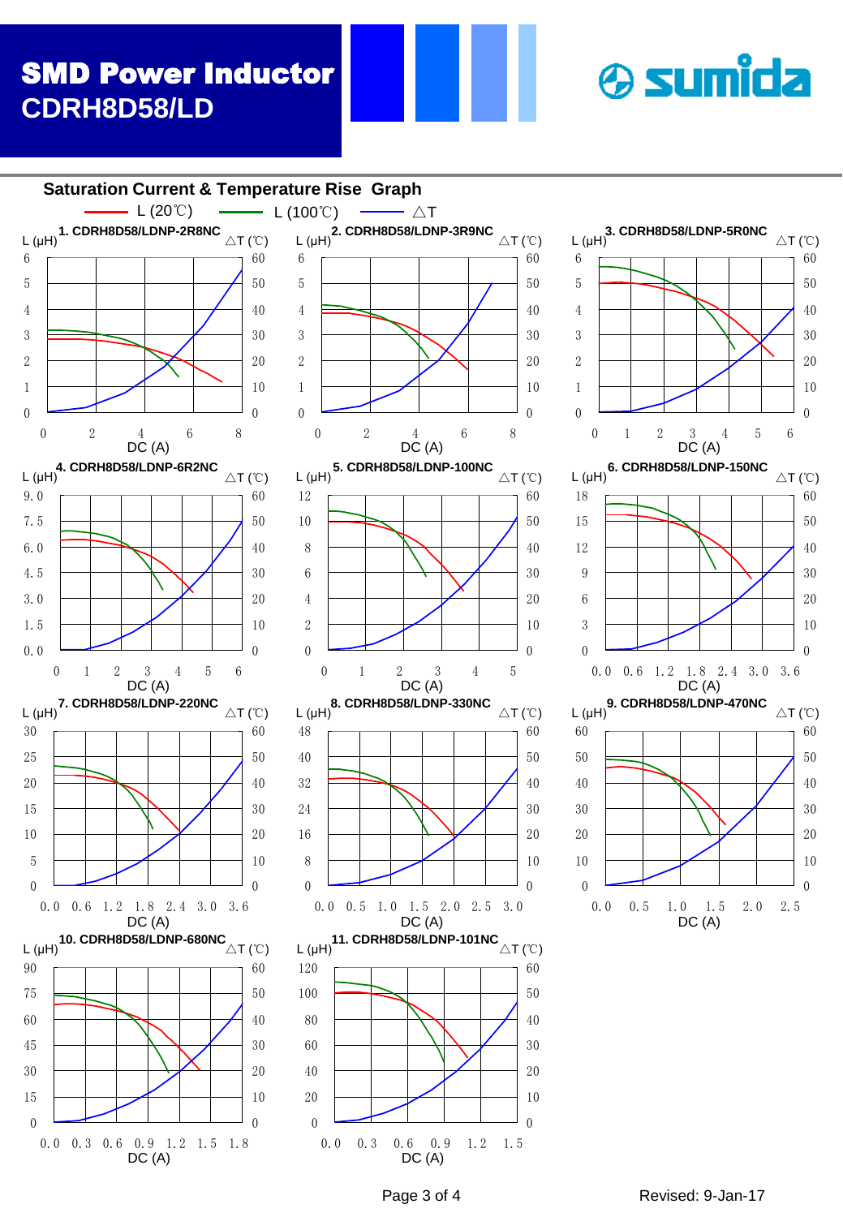# SMD Power Inductor
## CDRH8D58/LD

## Saturation Current & Temperature Rise Graph

L (20℃) — L (100℃) — △T

1. CDRH8D58/LDNP-2R8NC
2. CDRH8D58/LDNP-3R9NC
3. CDRH8D58/LDNP-5R0NC
4. CDRH8D58/LDNP-6R2NC
5. CDRH8D58/LDNP-100NC
6. CDRH8D58/LDNP-150NC
7. CDRH8D58/LDNP-220NC
8. CDRH8D58/LDNP-330NC
9. CDRH8D58/LDNP-470NC
10. CDRH8D58/LDNP-680NC
11. CDRH8D58/LDNP-101NC

Revised: 9-Jan-17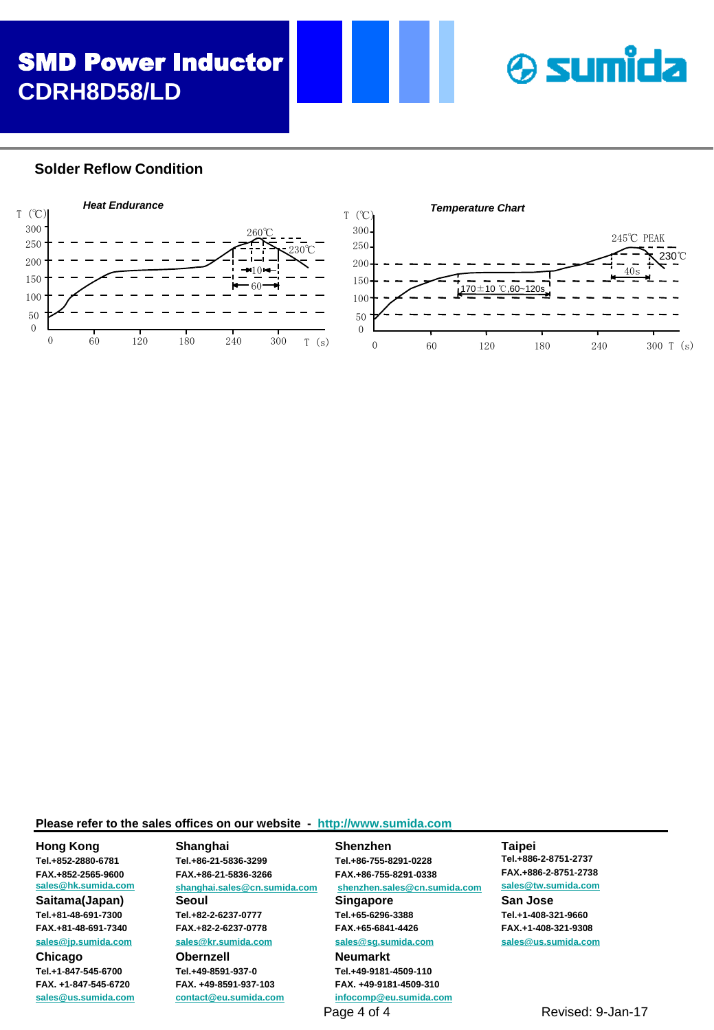# SMD Power Inductor
## CDRH8D58/LD

### Solder Reflow Condition

*Heat Endurance*

T (℃)
300
250
200
150
100
50
0
0 60 120 180 240 300 T (s)
260℃
230℃
10
60

*Temperature Chart*

T (℃)
300
250
200
150
100
50
0
0 60 120 180 240 300 T (s)
245℃ PEAK
230℃
40s
170±10 ℃,60~120s

**Please refer to the sales offices on our website - http://www.sumida.com**

| Hong Kong | Shanghai | Shenzhen | Taipei |
|---|---|---|---|
| Tel.+852-2880-6781 | Tel.+86-21-5836-3299 | Tel.+86-755-8291-0228 | Tel.+886-2-8751-2737 |
| FAX.+852-2565-9600 | FAX.+86-21-5836-3266 | FAX.+86-755-8291-0338 | FAX.+886-2-8751-2738 |
| sales@hk.sumida.com | shanghai.sales@cn.sumida.com | shenzhen.sales@cn.sumida.com | sales@tw.sumida.com |
| **Saitama(Japan)** | **Seoul** | **Singapore** | **San Jose** |
| Tel.+81-48-691-7300 | Tel.+82-2-6237-0777 | Tel.+65-6296-3388 | Tel.+1-408-321-9660 |
| FAX.+81-48-691-7340 | FAX.+82-2-6237-0778 | FAX.+65-6841-4426 | FAX.+1-408-321-9308 |
| sales@jp.sumida.com | sales@kr.sumida.com | sales@sg.sumida.com | sales@us.sumida.com |
| **Chicago** | **Obernzell** | **Neumarkt** | |
| Tel.+1-847-545-6700 | Tel.+49-8591-937-0 | Tel.+49-9181-4509-110 | |
| FAX. +1-847-545-6720 | FAX. +49-8591-937-103 | FAX. +49-9181-4509-310 | |
| sales@us.sumida.com | contact@eu.sumida.com | infocomp@eu.sumida.com | |

Revised: 9-Jan-17